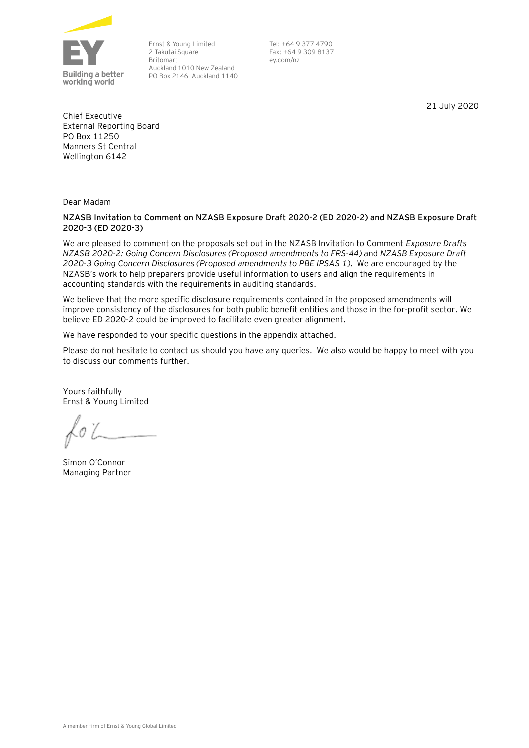Ernst & Young Limited
2 Takutai Square
Britomart
Auckland 1010 New Zealand
PO Box 2146 Auckland 1140

Tel: +64 9 377 4790
Fax: +64 9 309 8137
ey.com/nz

21 July 2020

Chief Executive
External Reporting Board
PO Box 11250
Manners St Central
Wellington 6142

Dear Madam

**NZASB Invitation to Comment on NZASB Exposure Draft 2020-2 (ED 2020-2) and NZASB Exposure Draft 2020-3 (ED 2020-3)**

We are pleased to comment on the proposals set out in the NZASB Invitation to Comment *Exposure Drafts NZASB 2020-2: Going Concern Disclosures (Proposed amendments to FRS-44)* and *NZASB Exposure Draft 2020-3 Going Concern Disclosures (Proposed amendments to PBE IPSAS 1).* We are encouraged by the NZASB's work to help preparers provide useful information to users and align the requirements in accounting standards with the requirements in auditing standards.

We believe that the more specific disclosure requirements contained in the proposed amendments will improve consistency of the disclosures for both public benefit entities and those in the for-profit sector. We believe ED 2020-2 could be improved to facilitate even greater alignment.

We have responded to your specific questions in the appendix attached.

Please do not hesitate to contact us should you have any queries. We also would be happy to meet with you to discuss our comments further.

Yours faithfully
Ernst & Young Limited

Simon O'Connor
Managing Partner

A member firm of Ernst & Young Global Limited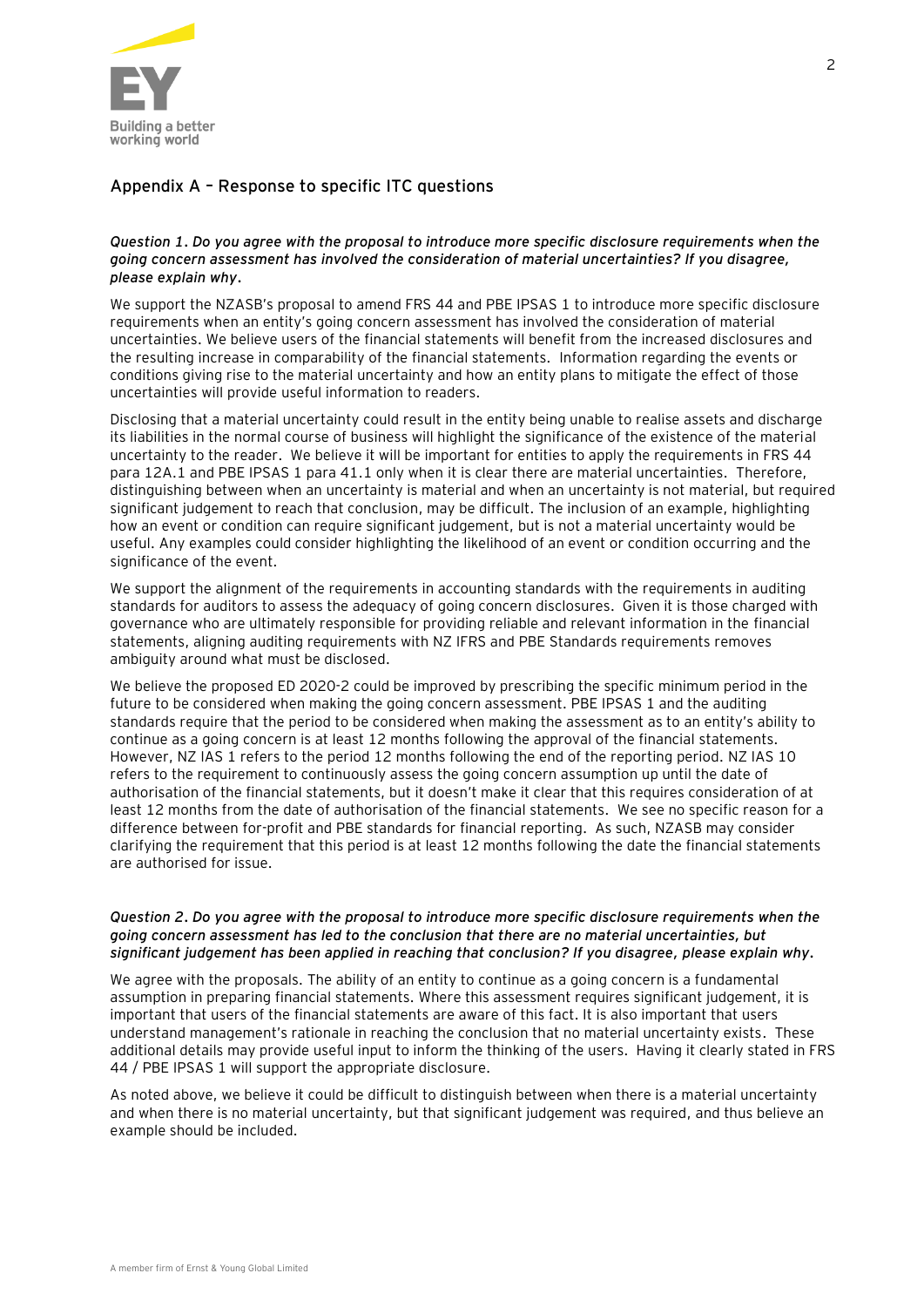## Appendix A – Response to specific ITC questions

***Question 1. Do you agree with the proposal to introduce more specific disclosure requirements when the going concern assessment has involved the consideration of material uncertainties? If you disagree, please explain why.***

We support the NZASB's proposal to amend FRS 44 and PBE IPSAS 1 to introduce more specific disclosure requirements when an entity's going concern assessment has involved the consideration of material uncertainties. We believe users of the financial statements will benefit from the increased disclosures and the resulting increase in comparability of the financial statements. Information regarding the events or conditions giving rise to the material uncertainty and how an entity plans to mitigate the effect of those uncertainties will provide useful information to readers.

Disclosing that a material uncertainty could result in the entity being unable to realise assets and discharge its liabilities in the normal course of business will highlight the significance of the existence of the material uncertainty to the reader. We believe it will be important for entities to apply the requirements in FRS 44 para 12A.1 and PBE IPSAS 1 para 41.1 only when it is clear there are material uncertainties. Therefore, distinguishing between when an uncertainty is material and when an uncertainty is not material, but required significant judgement to reach that conclusion, may be difficult. The inclusion of an example, highlighting how an event or condition can require significant judgement, but is not a material uncertainty would be useful. Any examples could consider highlighting the likelihood of an event or condition occurring and the significance of the event.

We support the alignment of the requirements in accounting standards with the requirements in auditing standards for auditors to assess the adequacy of going concern disclosures. Given it is those charged with governance who are ultimately responsible for providing reliable and relevant information in the financial statements, aligning auditing requirements with NZ IFRS and PBE Standards requirements removes ambiguity around what must be disclosed.

We believe the proposed ED 2020-2 could be improved by prescribing the specific minimum period in the future to be considered when making the going concern assessment. PBE IPSAS 1 and the auditing standards require that the period to be considered when making the assessment as to an entity's ability to continue as a going concern is at least 12 months following the approval of the financial statements. However, NZ IAS 1 refers to the period 12 months following the end of the reporting period. NZ IAS 10 refers to the requirement to continuously assess the going concern assumption up until the date of authorisation of the financial statements, but it doesn't make it clear that this requires consideration of at least 12 months from the date of authorisation of the financial statements. We see no specific reason for a difference between for-profit and PBE standards for financial reporting. As such, NZASB may consider clarifying the requirement that this period is at least 12 months following the date the financial statements are authorised for issue.

***Question 2. Do you agree with the proposal to introduce more specific disclosure requirements when the going concern assessment has led to the conclusion that there are no material uncertainties, but significant judgement has been applied in reaching that conclusion? If you disagree, please explain why.***

We agree with the proposals. The ability of an entity to continue as a going concern is a fundamental assumption in preparing financial statements. Where this assessment requires significant judgement, it is important that users of the financial statements are aware of this fact. It is also important that users understand management's rationale in reaching the conclusion that no material uncertainty exists. These additional details may provide useful input to inform the thinking of the users. Having it clearly stated in FRS 44 / PBE IPSAS 1 will support the appropriate disclosure.

As noted above, we believe it could be difficult to distinguish between when there is a material uncertainty and when there is no material uncertainty, but that significant judgement was required, and thus believe an example should be included.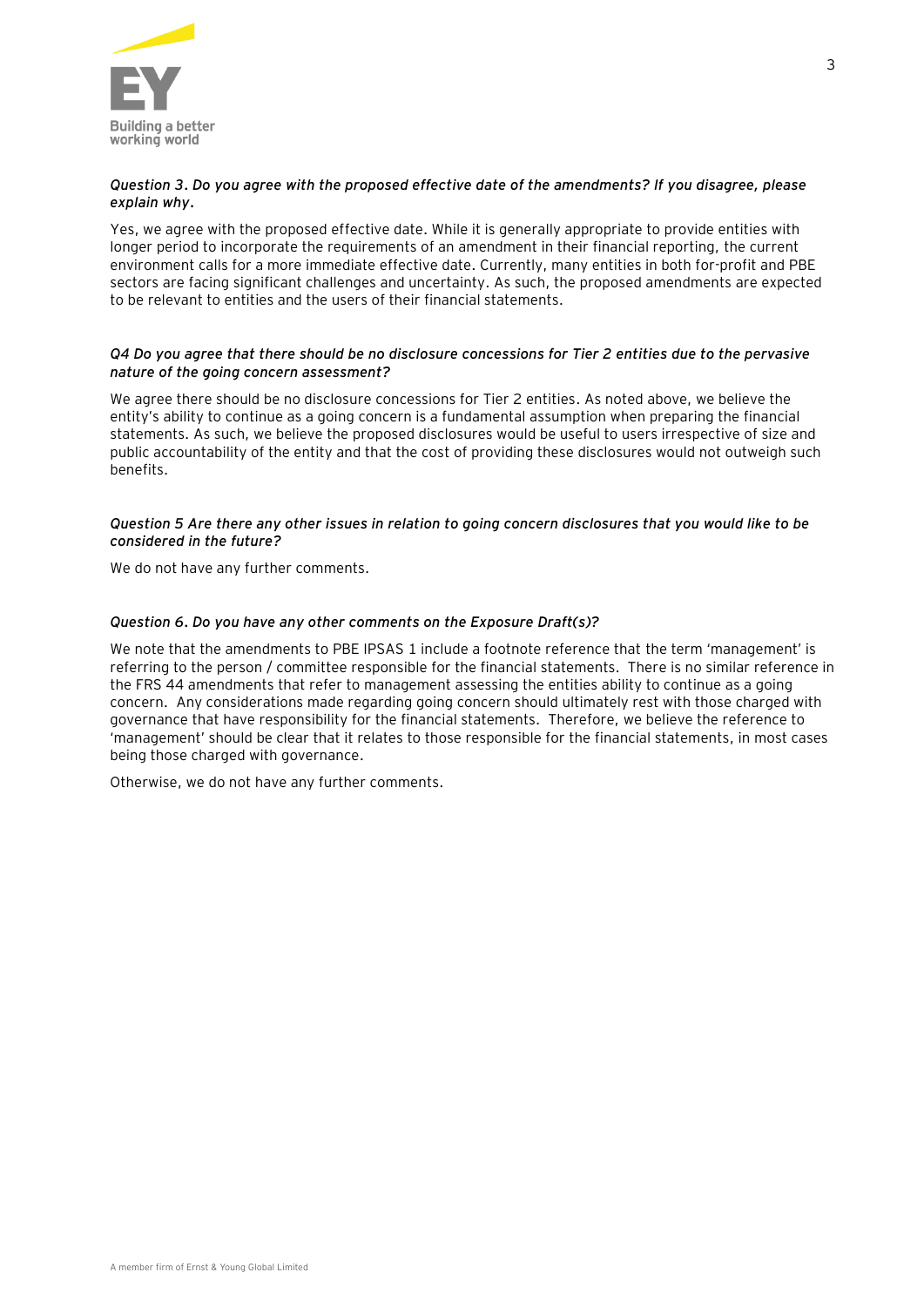*Question 3. Do you agree with the proposed effective date of the amendments? If you disagree, please explain why.*

Yes, we agree with the proposed effective date. While it is generally appropriate to provide entities with longer period to incorporate the requirements of an amendment in their financial reporting, the current environment calls for a more immediate effective date. Currently, many entities in both for-profit and PBE sectors are facing significant challenges and uncertainty. As such, the proposed amendments are expected to be relevant to entities and the users of their financial statements.

*Q4 Do you agree that there should be no disclosure concessions for Tier 2 entities due to the pervasive nature of the going concern assessment?*

We agree there should be no disclosure concessions for Tier 2 entities. As noted above, we believe the entity's ability to continue as a going concern is a fundamental assumption when preparing the financial statements. As such, we believe the proposed disclosures would be useful to users irrespective of size and public accountability of the entity and that the cost of providing these disclosures would not outweigh such benefits.

*Question 5 Are there any other issues in relation to going concern disclosures that you would like to be considered in the future?*

We do not have any further comments.

*Question 6. Do you have any other comments on the Exposure Draft(s)?*

We note that the amendments to PBE IPSAS 1 include a footnote reference that the term 'management' is referring to the person / committee responsible for the financial statements. There is no similar reference in the FRS 44 amendments that refer to management assessing the entities ability to continue as a going concern. Any considerations made regarding going concern should ultimately rest with those charged with governance that have responsibility for the financial statements. Therefore, we believe the reference to 'management' should be clear that it relates to those responsible for the financial statements, in most cases being those charged with governance.

Otherwise, we do not have any further comments.